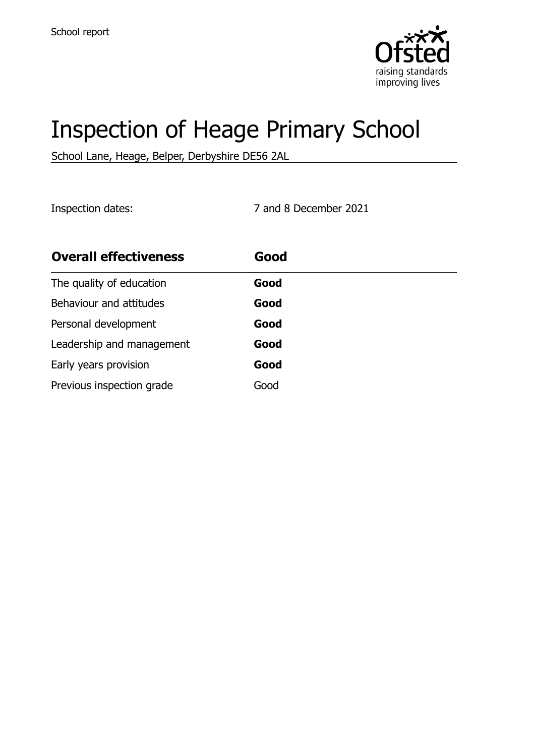School report

# Inspection of Heage Primary School

School Lane, Heage, Belper, Derbyshire DE56 2AL

Inspection dates: 7 and 8 December 2021

| **Overall effectiveness** | **Good** |
| --- | --- |
| The quality of education | **Good** |
| Behaviour and attitudes | **Good** |
| Personal development | **Good** |
| Leadership and management | **Good** |
| Early years provision | **Good** |
| Previous inspection grade | Good |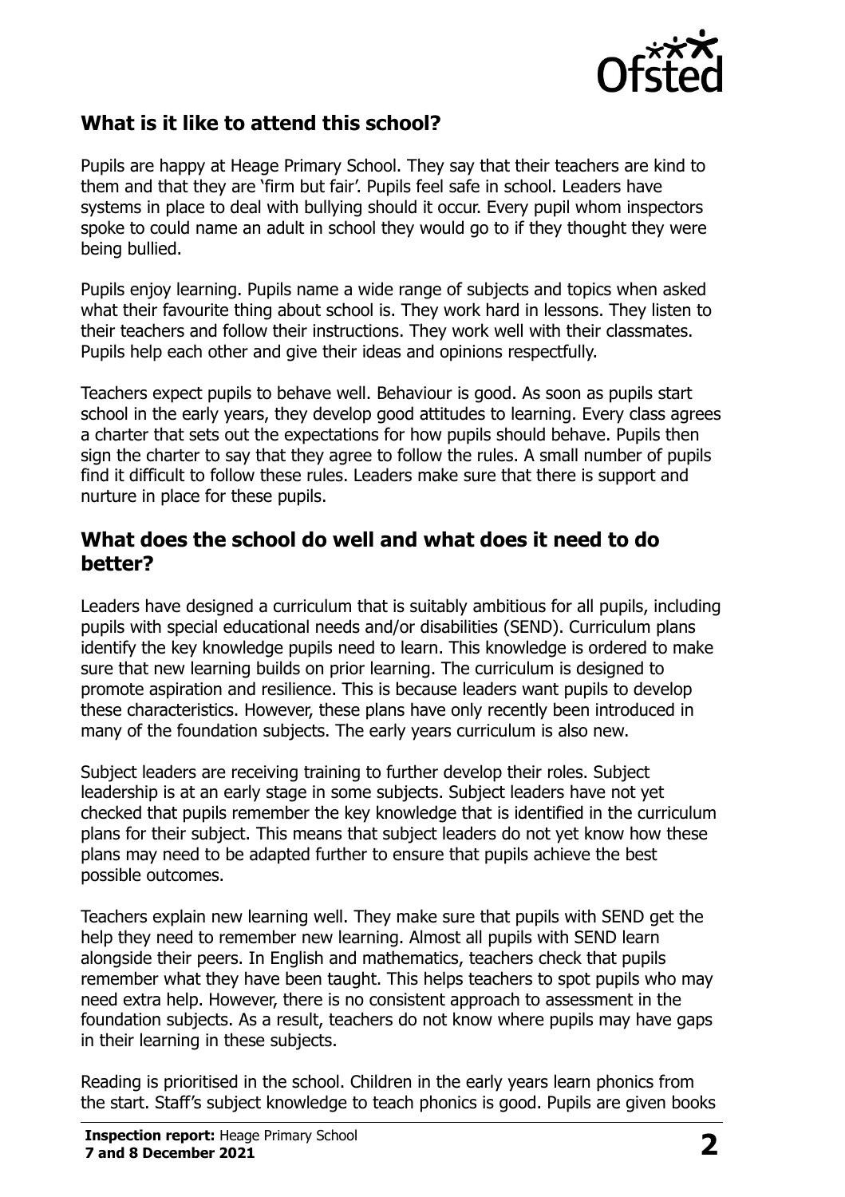## What is it like to attend this school?

Pupils are happy at Heage Primary School. They say that their teachers are kind to them and that they are 'firm but fair'. Pupils feel safe in school. Leaders have systems in place to deal with bullying should it occur. Every pupil whom inspectors spoke to could name an adult in school they would go to if they thought they were being bullied.

Pupils enjoy learning. Pupils name a wide range of subjects and topics when asked what their favourite thing about school is. They work hard in lessons. They listen to their teachers and follow their instructions. They work well with their classmates. Pupils help each other and give their ideas and opinions respectfully.

Teachers expect pupils to behave well. Behaviour is good. As soon as pupils start school in the early years, they develop good attitudes to learning. Every class agrees a charter that sets out the expectations for how pupils should behave. Pupils then sign the charter to say that they agree to follow the rules. A small number of pupils find it difficult to follow these rules. Leaders make sure that there is support and nurture in place for these pupils.

## What does the school do well and what does it need to do better?

Leaders have designed a curriculum that is suitably ambitious for all pupils, including pupils with special educational needs and/or disabilities (SEND). Curriculum plans identify the key knowledge pupils need to learn. This knowledge is ordered to make sure that new learning builds on prior learning. The curriculum is designed to promote aspiration and resilience. This is because leaders want pupils to develop these characteristics. However, these plans have only recently been introduced in many of the foundation subjects. The early years curriculum is also new.

Subject leaders are receiving training to further develop their roles. Subject leadership is at an early stage in some subjects. Subject leaders have not yet checked that pupils remember the key knowledge that is identified in the curriculum plans for their subject. This means that subject leaders do not yet know how these plans may need to be adapted further to ensure that pupils achieve the best possible outcomes.

Teachers explain new learning well. They make sure that pupils with SEND get the help they need to remember new learning. Almost all pupils with SEND learn alongside their peers. In English and mathematics, teachers check that pupils remember what they have been taught. This helps teachers to spot pupils who may need extra help. However, there is no consistent approach to assessment in the foundation subjects. As a result, teachers do not know where pupils may have gaps in their learning in these subjects.

Reading is prioritised in the school. Children in the early years learn phonics from the start. Staff's subject knowledge to teach phonics is good. Pupils are given books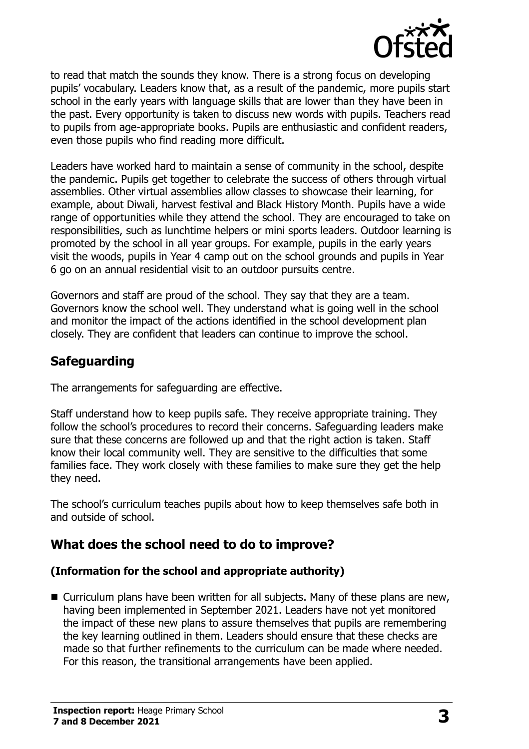to read that match the sounds they know. There is a strong focus on developing pupils' vocabulary. Leaders know that, as a result of the pandemic, more pupils start school in the early years with language skills that are lower than they have been in the past. Every opportunity is taken to discuss new words with pupils. Teachers read to pupils from age-appropriate books. Pupils are enthusiastic and confident readers, even those pupils who find reading more difficult.

Leaders have worked hard to maintain a sense of community in the school, despite the pandemic. Pupils get together to celebrate the success of others through virtual assemblies. Other virtual assemblies allow classes to showcase their learning, for example, about Diwali, harvest festival and Black History Month. Pupils have a wide range of opportunities while they attend the school. They are encouraged to take on responsibilities, such as lunchtime helpers or mini sports leaders. Outdoor learning is promoted by the school in all year groups. For example, pupils in the early years visit the woods, pupils in Year 4 camp out on the school grounds and pupils in Year 6 go on an annual residential visit to an outdoor pursuits centre.

Governors and staff are proud of the school. They say that they are a team. Governors know the school well. They understand what is going well in the school and monitor the impact of the actions identified in the school development plan closely. They are confident that leaders can continue to improve the school.

## Safeguarding

The arrangements for safeguarding are effective.

Staff understand how to keep pupils safe. They receive appropriate training. They follow the school's procedures to record their concerns. Safeguarding leaders make sure that these concerns are followed up and that the right action is taken. Staff know their local community well. They are sensitive to the difficulties that some families face. They work closely with these families to make sure they get the help they need.

The school's curriculum teaches pupils about how to keep themselves safe both in and outside of school.

## What does the school need to do to improve?

### (Information for the school and appropriate authority)

- Curriculum plans have been written for all subjects. Many of these plans are new, having been implemented in September 2021. Leaders have not yet monitored the impact of these new plans to assure themselves that pupils are remembering the key learning outlined in them. Leaders should ensure that these checks are made so that further refinements to the curriculum can be made where needed. For this reason, the transitional arrangements have been applied.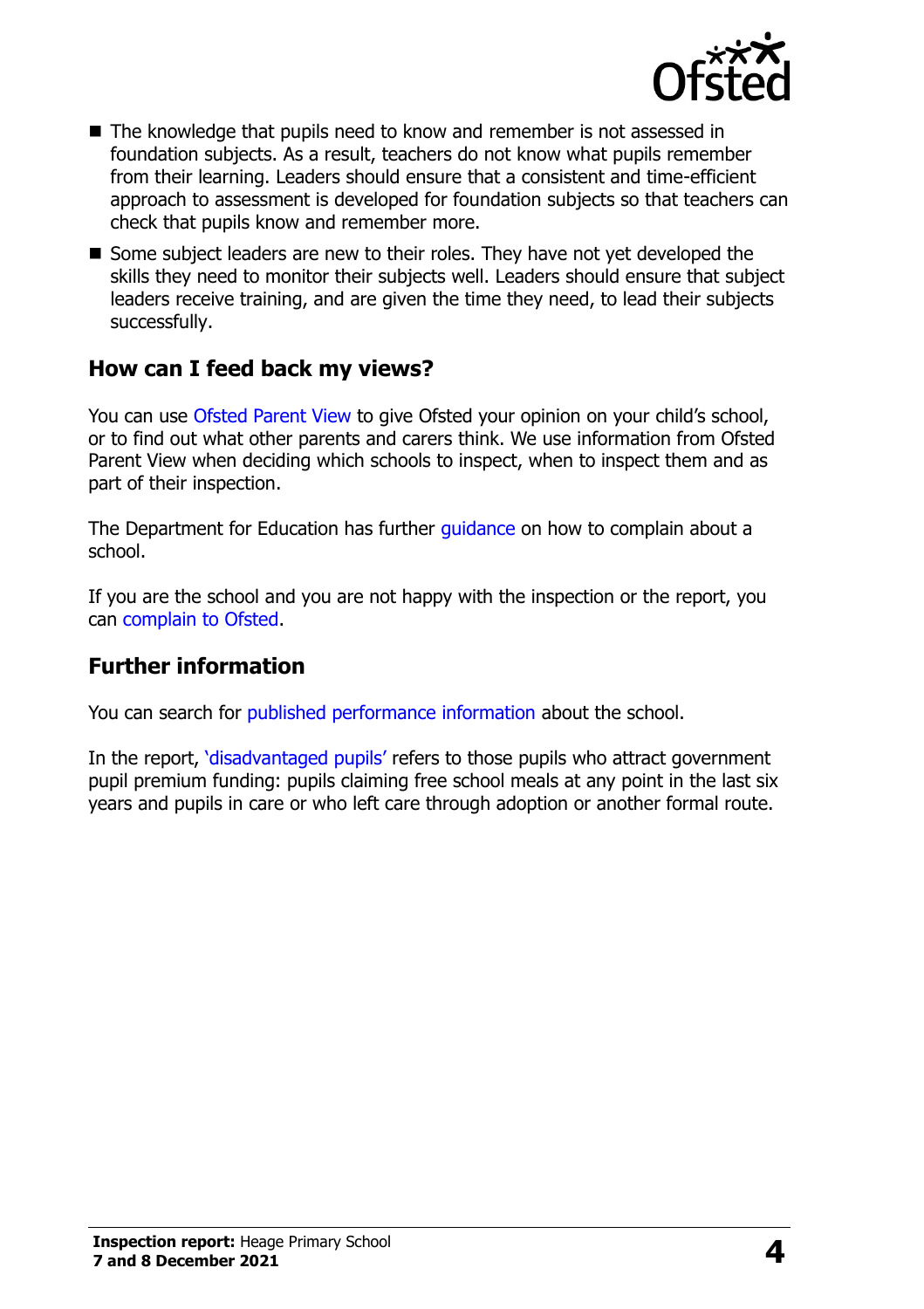- The knowledge that pupils need to know and remember is not assessed in foundation subjects. As a result, teachers do not know what pupils remember from their learning. Leaders should ensure that a consistent and time-efficient approach to assessment is developed for foundation subjects so that teachers can check that pupils know and remember more.
- Some subject leaders are new to their roles. They have not yet developed the skills they need to monitor their subjects well. Leaders should ensure that subject leaders receive training, and are given the time they need, to lead their subjects successfully.

## How can I feed back my views?

You can use Ofsted Parent View to give Ofsted your opinion on your child's school, or to find out what other parents and carers think. We use information from Ofsted Parent View when deciding which schools to inspect, when to inspect them and as part of their inspection.

The Department for Education has further guidance on how to complain about a school.

If you are the school and you are not happy with the inspection or the report, you can complain to Ofsted.

## Further information

You can search for published performance information about the school.

In the report, 'disadvantaged pupils' refers to those pupils who attract government pupil premium funding: pupils claiming free school meals at any point in the last six years and pupils in care or who left care through adoption or another formal route.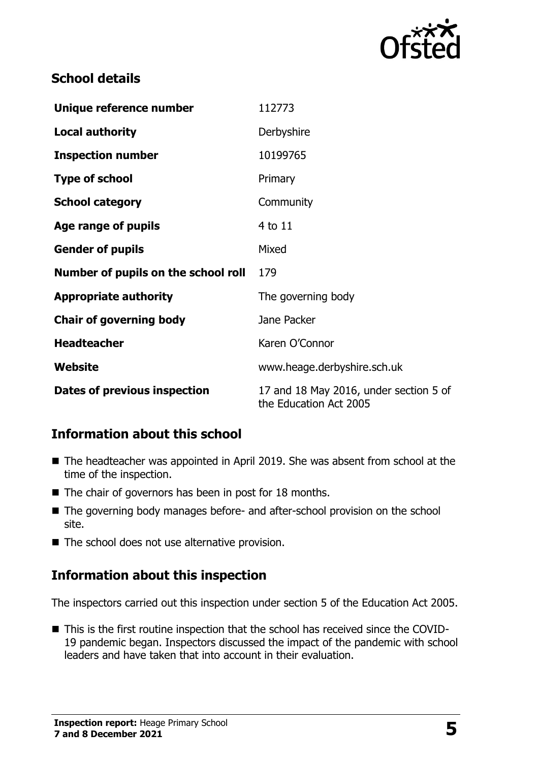## School details

| | |
|---|---|
| **Unique reference number** | 112773 |
| **Local authority** | Derbyshire |
| **Inspection number** | 10199765 |
| **Type of school** | Primary |
| **School category** | Community |
| **Age range of pupils** | 4 to 11 |
| **Gender of pupils** | Mixed |
| **Number of pupils on the school roll** | 179 |
| **Appropriate authority** | The governing body |
| **Chair of governing body** | Jane Packer |
| **Headteacher** | Karen O'Connor |
| **Website** | www.heage.derbyshire.sch.uk |
| **Dates of previous inspection** | 17 and 18 May 2016, under section 5 of the Education Act 2005 |

## Information about this school

- The headteacher was appointed in April 2019. She was absent from school at the time of the inspection.
- The chair of governors has been in post for 18 months.
- The governing body manages before- and after-school provision on the school site.
- The school does not use alternative provision.

## Information about this inspection

The inspectors carried out this inspection under section 5 of the Education Act 2005.

- This is the first routine inspection that the school has received since the COVID-19 pandemic began. Inspectors discussed the impact of the pandemic with school leaders and have taken that into account in their evaluation.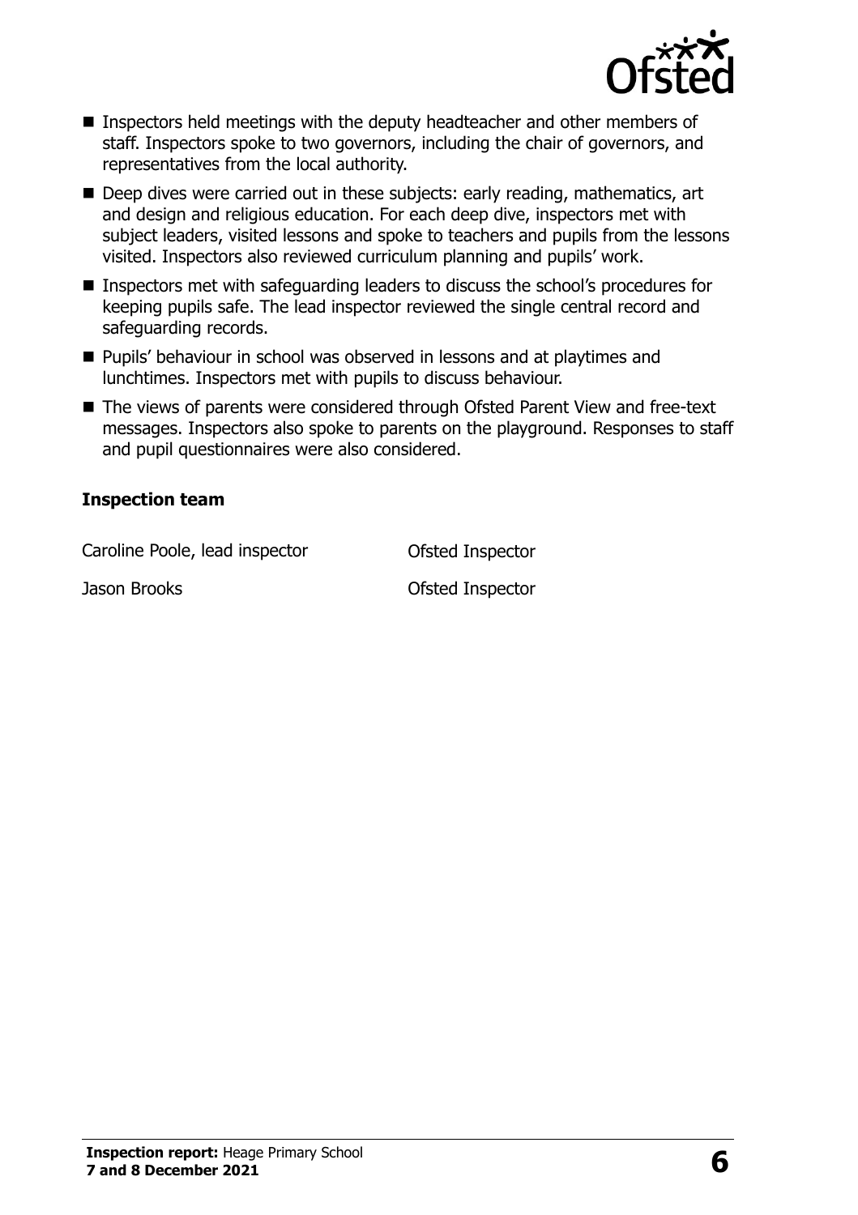- Inspectors held meetings with the deputy headteacher and other members of staff. Inspectors spoke to two governors, including the chair of governors, and representatives from the local authority.
- Deep dives were carried out in these subjects: early reading, mathematics, art and design and religious education. For each deep dive, inspectors met with subject leaders, visited lessons and spoke to teachers and pupils from the lessons visited. Inspectors also reviewed curriculum planning and pupils' work.
- Inspectors met with safeguarding leaders to discuss the school's procedures for keeping pupils safe. The lead inspector reviewed the single central record and safeguarding records.
- Pupils' behaviour in school was observed in lessons and at playtimes and lunchtimes. Inspectors met with pupils to discuss behaviour.
- The views of parents were considered through Ofsted Parent View and free-text messages. Inspectors also spoke to parents on the playground. Responses to staff and pupil questionnaires were also considered.

### Inspection team

| | |
|---|---|
| Caroline Poole, lead inspector | Ofsted Inspector |
| Jason Brooks | Ofsted Inspector |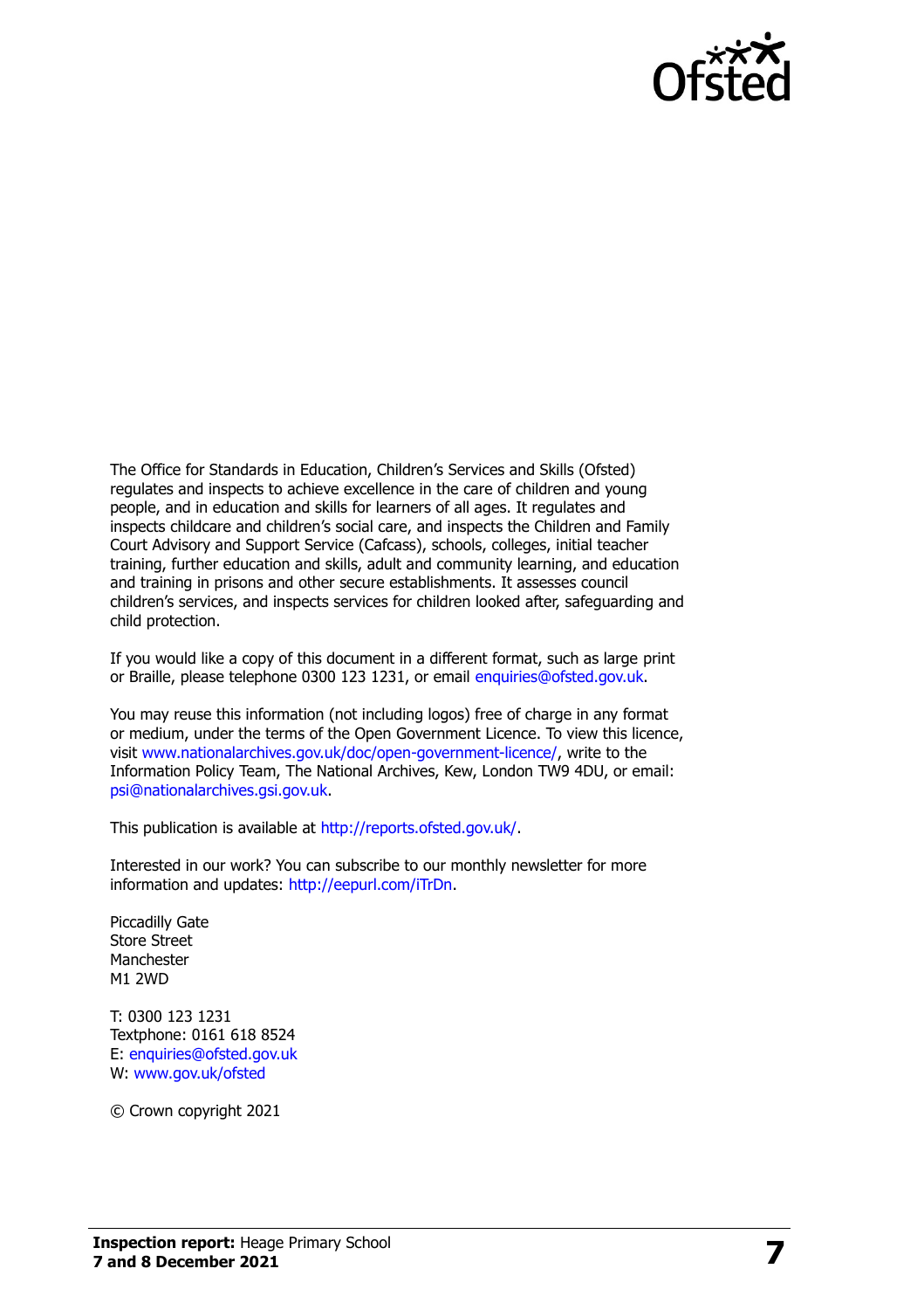The Office for Standards in Education, Children's Services and Skills (Ofsted) regulates and inspects to achieve excellence in the care of children and young people, and in education and skills for learners of all ages. It regulates and inspects childcare and children's social care, and inspects the Children and Family Court Advisory and Support Service (Cafcass), schools, colleges, initial teacher training, further education and skills, adult and community learning, and education and training in prisons and other secure establishments. It assesses council children's services, and inspects services for children looked after, safeguarding and child protection.

If you would like a copy of this document in a different format, such as large print or Braille, please telephone 0300 123 1231, or email enquiries@ofsted.gov.uk.

You may reuse this information (not including logos) free of charge in any format or medium, under the terms of the Open Government Licence. To view this licence, visit www.nationalarchives.gov.uk/doc/open-government-licence/, write to the Information Policy Team, The National Archives, Kew, London TW9 4DU, or email: psi@nationalarchives.gsi.gov.uk.

This publication is available at http://reports.ofsted.gov.uk/.

Interested in our work? You can subscribe to our monthly newsletter for more information and updates: http://eepurl.com/iTrDn.

Piccadilly Gate
Store Street
Manchester
M1 2WD

T: 0300 123 1231
Textphone: 0161 618 8524
E: enquiries@ofsted.gov.uk
W: www.gov.uk/ofsted

© Crown copyright 2021